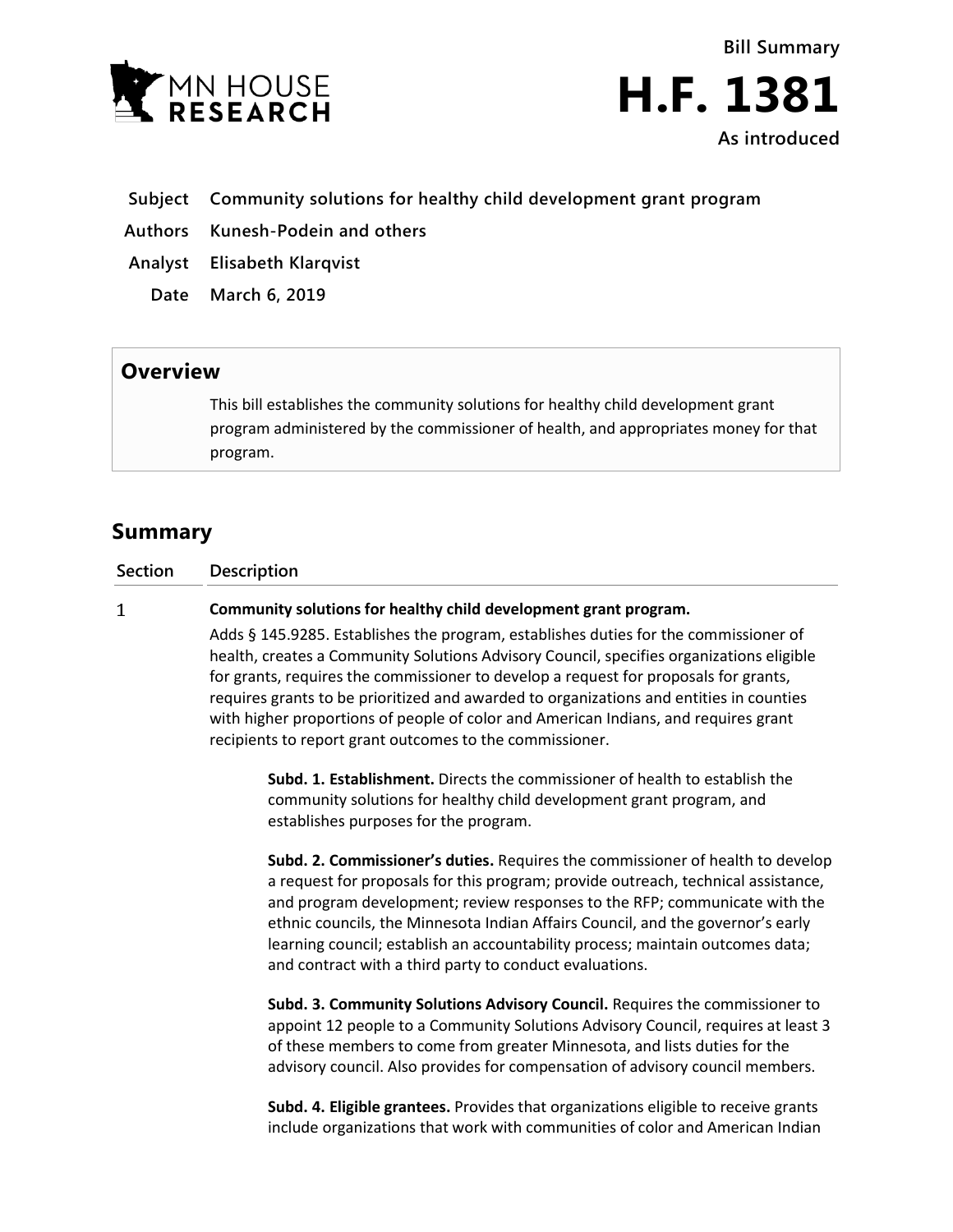Bill Summary

# H.F. 1381

As introduced

**Subject** Community solutions for healthy child development grant program

**Authors** Kunesh-Podein and others

**Analyst** Elisabeth Klarqvist

**Date** March 6, 2019

## Overview

This bill establishes the community solutions for healthy child development grant program administered by the commissioner of health, and appropriates money for that program.

## Summary

| Section | Description |
|---|---|
| 1 | **Community solutions for healthy child development grant program.** |

Adds § 145.9285. Establishes the program, establishes duties for the commissioner of health, creates a Community Solutions Advisory Council, specifies organizations eligible for grants, requires the commissioner to develop a request for proposals for grants, requires grants to be prioritized and awarded to organizations and entities in counties with higher proportions of people of color and American Indians, and requires grant recipients to report grant outcomes to the commissioner.

**Subd. 1. Establishment.** Directs the commissioner of health to establish the community solutions for healthy child development grant program, and establishes purposes for the program.

**Subd. 2. Commissioner's duties.** Requires the commissioner of health to develop a request for proposals for this program; provide outreach, technical assistance, and program development; review responses to the RFP; communicate with the ethnic councils, the Minnesota Indian Affairs Council, and the governor's early learning council; establish an accountability process; maintain outcomes data; and contract with a third party to conduct evaluations.

**Subd. 3. Community Solutions Advisory Council.** Requires the commissioner to appoint 12 people to a Community Solutions Advisory Council, requires at least 3 of these members to come from greater Minnesota, and lists duties for the advisory council. Also provides for compensation of advisory council members.

**Subd. 4. Eligible grantees.** Provides that organizations eligible to receive grants include organizations that work with communities of color and American Indian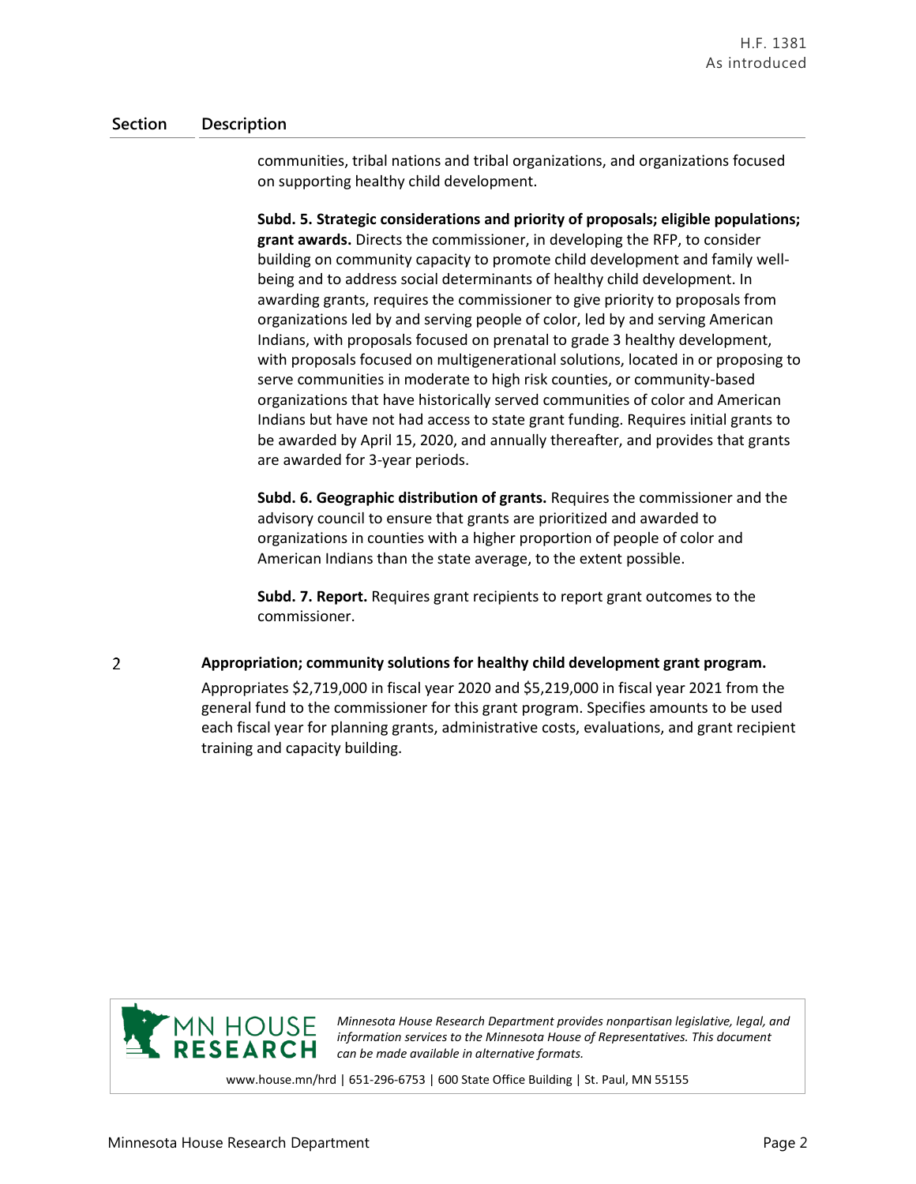| Section | Description |
|---|---|
| | communities, tribal nations and tribal organizations, and organizations focused on supporting healthy child development.<br><br>**Subd. 5. Strategic considerations and priority of proposals; eligible populations; grant awards.** Directs the commissioner, in developing the RFP, to consider building on community capacity to promote child development and family well-being and to address social determinants of healthy child development. In awarding grants, requires the commissioner to give priority to proposals from organizations led by and serving people of color, led by and serving American Indians, with proposals focused on prenatal to grade 3 healthy development, with proposals focused on multigenerational solutions, located in or proposing to serve communities in moderate to high risk counties, or community-based organizations that have historically served communities of color and American Indians but have not had access to state grant funding. Requires initial grants to be awarded by April 15, 2020, and annually thereafter, and provides that grants are awarded for 3-year periods.<br><br>**Subd. 6. Geographic distribution of grants.** Requires the commissioner and the advisory council to ensure that grants are prioritized and awarded to organizations in counties with a higher proportion of people of color and American Indians than the state average, to the extent possible.<br><br>**Subd. 7. Report.** Requires grant recipients to report grant outcomes to the commissioner. |
| 2 | **Appropriation; community solutions for healthy child development grant program.**<br><br>Appropriates $2,719,000 in fiscal year 2020 and $5,219,000 in fiscal year 2021 from the general fund to the commissioner for this grant program. Specifies amounts to be used each fiscal year for planning grants, administrative costs, evaluations, and grant recipient training and capacity building. |

*Minnesota House Research Department provides nonpartisan legislative, legal, and information services to the Minnesota House of Representatives. This document can be made available in alternative formats.*

www.house.mn/hrd | 651-296-6753 | 600 State Office Building | St. Paul, MN 55155